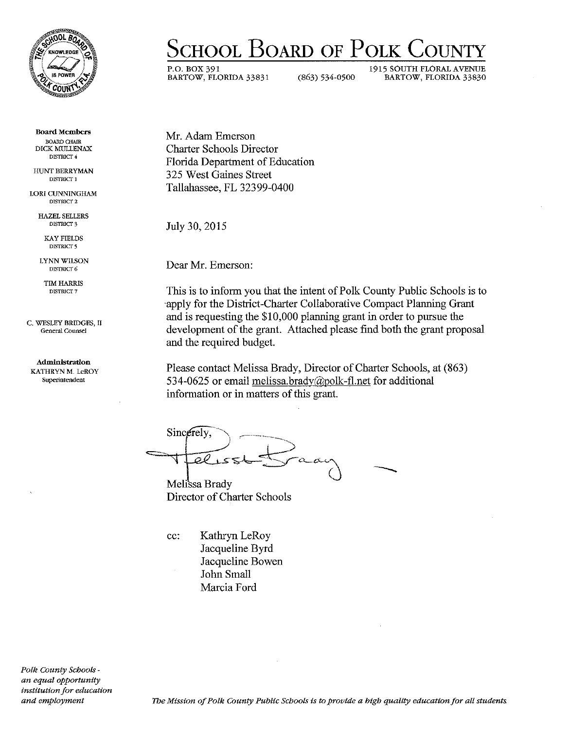# School Board of Polk County

P.O. Box 391
Bartow, Florida 33831

(863) 534-0500

1915 South Floral Avenue
Bartow, Florida 33830

**Board Members**

Board Chair
Dick Mullenax
District 4

Hunt Berryman
District 1

Lori Cunningham
District 2

Hazel Sellers
District 3

Kay Fields
District 5

Lynn Wilson
District 6

Tim Harris
District 7

C. Wesley Bridges, II
General Counsel

**Administration**
Kathryn M. LeRoy
Superintendent

*Polk County Schools - an equal opportunity institution for education and employment*

Mr. Adam Emerson
Charter Schools Director
Florida Department of Education
325 West Gaines Street
Tallahassee, FL 32399-0400

July 30, 2015

Dear Mr. Emerson:

This is to inform you that the intent of Polk County Public Schools is to apply for the District-Charter Collaborative Compact Planning Grant and is requesting the $10,000 planning grant in order to pursue the development of the grant. Attached please find both the grant proposal and the required budget.

Please contact Melissa Brady, Director of Charter Schools, at (863) 534-0625 or email melissa.brady@polk-fl.net for additional information or in matters of this grant.

Sincerely,

Melissa Brady
Director of Charter Schools

cc: Kathryn LeRoy
Jacqueline Byrd
Jacqueline Bowen
John Small
Marcia Ford

*The Mission of Polk County Public Schools is to provide a high quality education for all students.*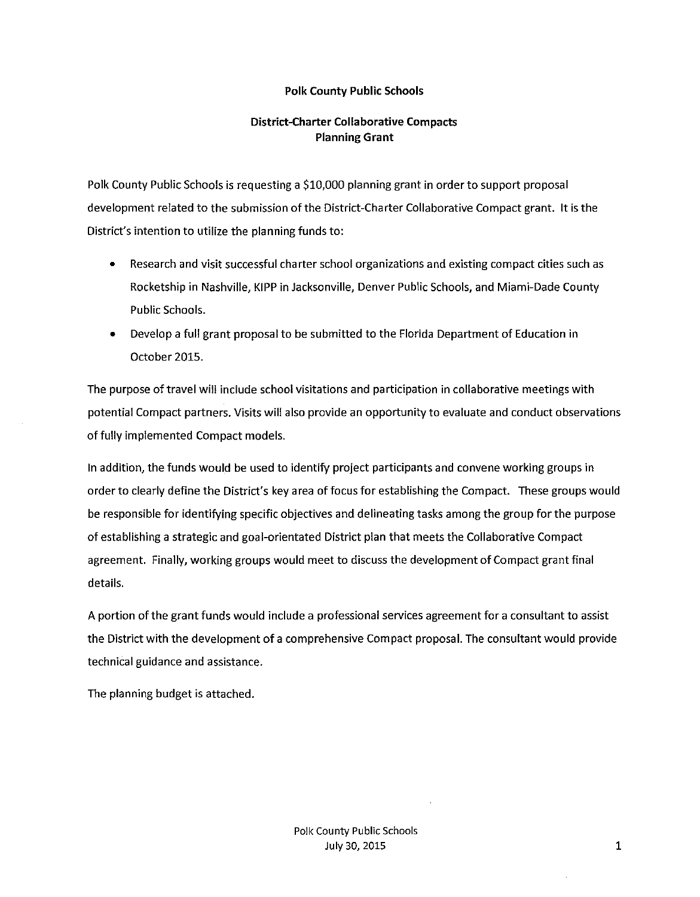**Polk County Public Schools**

**District-Charter Collaborative Compacts**
**Planning Grant**

Polk County Public Schools is requesting a $10,000 planning grant in order to support proposal development related to the submission of the District-Charter Collaborative Compact grant. It is the District's intention to utilize the planning funds to:

- Research and visit successful charter school organizations and existing compact cities such as Rocketship in Nashville, KIPP in Jacksonville, Denver Public Schools, and Miami-Dade County Public Schools.
- Develop a full grant proposal to be submitted to the Florida Department of Education in October 2015.

The purpose of travel will include school visitations and participation in collaborative meetings with potential Compact partners. Visits will also provide an opportunity to evaluate and conduct observations of fully implemented Compact models.

In addition, the funds would be used to identify project participants and convene working groups in order to clearly define the District's key area of focus for establishing the Compact. These groups would be responsible for identifying specific objectives and delineating tasks among the group for the purpose of establishing a strategic and goal-orientated District plan that meets the Collaborative Compact agreement. Finally, working groups would meet to discuss the development of Compact grant final details.

A portion of the grant funds would include a professional services agreement for a consultant to assist the District with the development of a comprehensive Compact proposal. The consultant would provide technical guidance and assistance.

The planning budget is attached.

Polk County Public Schools
July 30, 2015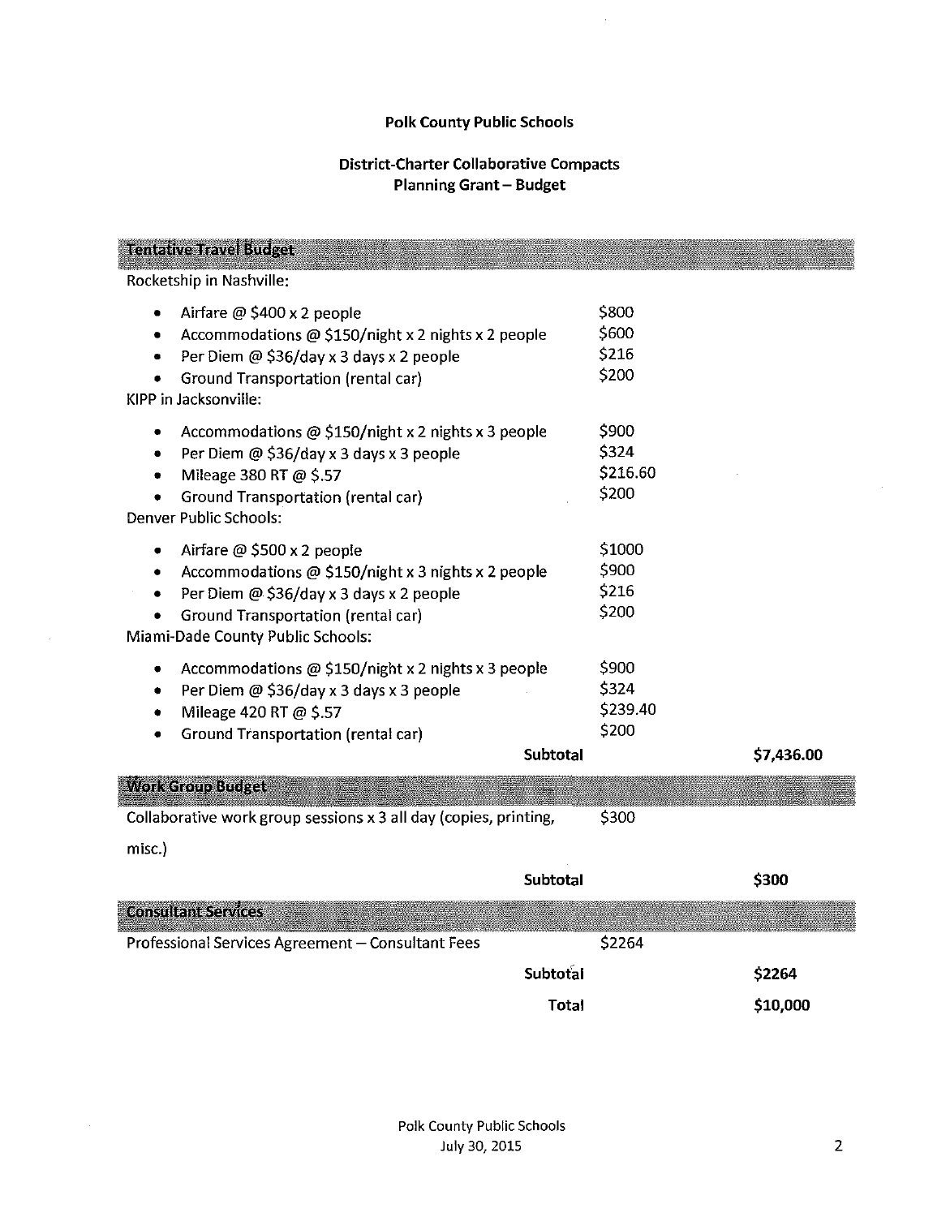**Polk County Public Schools**

**District-Charter Collaborative Compacts**
**Planning Grant – Budget**

| | | |
|---|---|---|
| **Tentative Travel Budget** | | |
| Rocketship in Nashville: | | |
| • Airfare @ $400 x 2 people | $800 | |
| • Accommodations @ $150/night x 2 nights x 2 people | $600 | |
| • Per Diem @ $36/day x 3 days x 2 people | $216 | |
| • Ground Transportation (rental car) | $200 | |
| KIPP in Jacksonville: | | |
| • Accommodations @ $150/night x 2 nights x 3 people | $900 | |
| • Per Diem @ $36/day x 3 days x 3 people | $324 | |
| • Mileage 380 RT @ $.57 | $216.60 | |
| • Ground Transportation (rental car) | $200 | |
| Denver Public Schools: | | |
| • Airfare @ $500 x 2 people | $1000 | |
| • Accommodations @ $150/night x 3 nights x 2 people | $900 | |
| • Per Diem @ $36/day x 3 days x 2 people | $216 | |
| • Ground Transportation (rental car) | $200 | |
| Miami-Dade County Public Schools: | | |
| • Accommodations @ $150/night x 2 nights x 3 people | $900 | |
| • Per Diem @ $36/day x 3 days x 3 people | $324 | |
| • Mileage 420 RT @ $.57 | $239.40 | |
| • Ground Transportation (rental car) | $200 | |
| **Subtotal** | | **$7,436.00** |
| **Work Group Budget** | | |
| Collaborative work group sessions x 3 all day (copies, printing, misc.) | $300 | |
| **Subtotal** | | **$300** |
| **Consultant Services** | | |
| Professional Services Agreement – Consultant Fees | $2264 | |
| **Subtotal** | | **$2264** |
| **Total** | | **$10,000** |

Polk County Public Schools
July 30, 2015